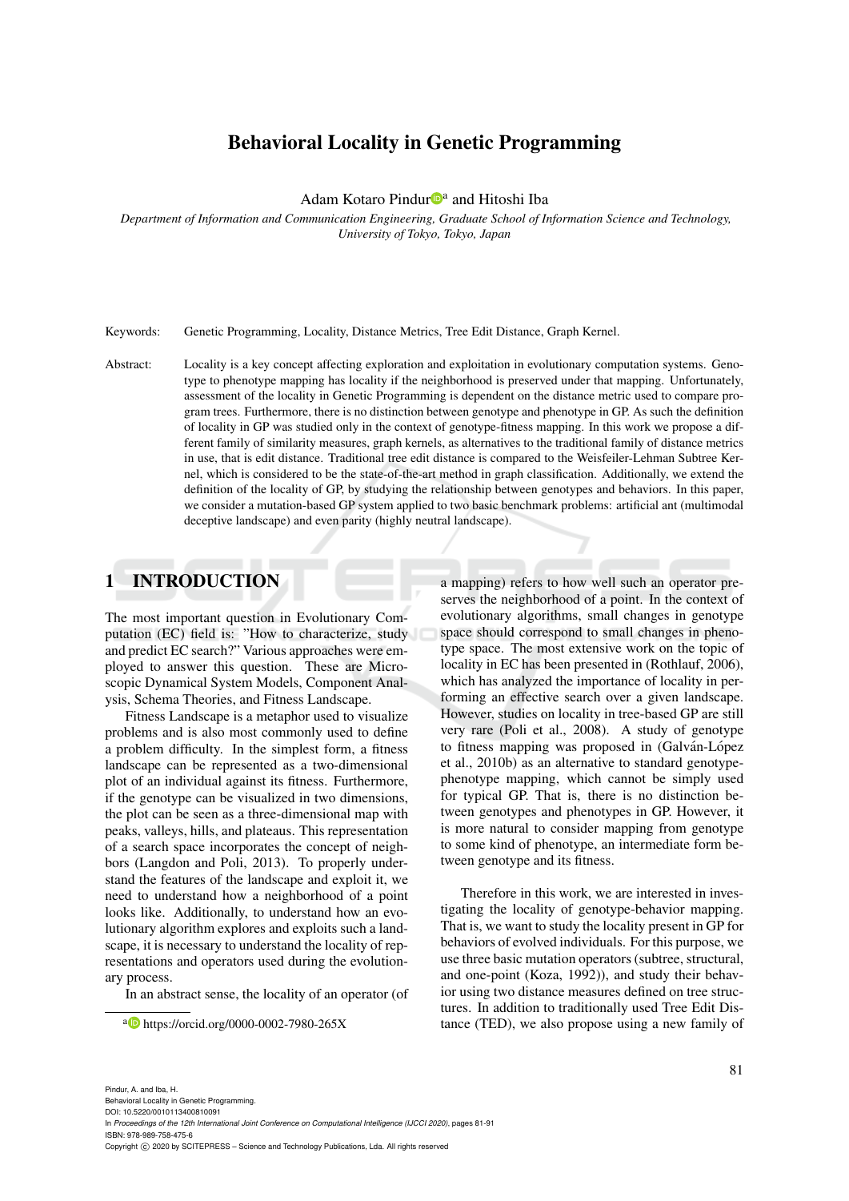# Behavioral Locality in Genetic Programming

Adam Kotaro Pindur[a] and Hitoshi Iba

*Department of Information and Communication Engineering, Graduate School of Information Science and Technology, University of Tokyo, Tokyo, Japan*

Keywords: Genetic Programming, Locality, Distance Metrics, Tree Edit Distance, Graph Kernel.

Abstract: Locality is a key concept affecting exploration and exploitation in evolutionary computation systems. Genotype to phenotype mapping has locality if the neighborhood is preserved under that mapping. Unfortunately, assessment of the locality in Genetic Programming is dependent on the distance metric used to compare program trees. Furthermore, there is no distinction between genotype and phenotype in GP. As such the definition of locality in GP was studied only in the context of genotype-fitness mapping. In this work we propose a different family of similarity measures, graph kernels, as alternatives to the traditional family of distance metrics in use, that is edit distance. Traditional tree edit distance is compared to the Weisfeiler-Lehman Subtree Kernel, which is considered to be the state-of-the-art method in graph classification. Additionally, we extend the definition of the locality of GP, by studying the relationship between genotypes and behaviors. In this paper, we consider a mutation-based GP system applied to two basic benchmark problems: artificial ant (multimodal deceptive landscape) and even parity (highly neutral landscape).

## 1 INTRODUCTION

The most important question in Evolutionary Computation (EC) field is: "How to characterize, study and predict EC search?" Various approaches were employed to answer this question. These are Microscopic Dynamical System Models, Component Analysis, Schema Theories, and Fitness Landscape.

Fitness Landscape is a metaphor used to visualize problems and is also most commonly used to define a problem difficulty. In the simplest form, a fitness landscape can be represented as a two-dimensional plot of an individual against its fitness. Furthermore, if the genotype can be visualized in two dimensions, the plot can be seen as a three-dimensional map with peaks, valleys, hills, and plateaus. This representation of a search space incorporates the concept of neighbors (Langdon and Poli, 2013). To properly understand the features of the landscape and exploit it, we need to understand how a neighborhood of a point looks like. Additionally, to understand how an evolutionary algorithm explores and exploits such a landscape, it is necessary to understand the locality of representations and operators used during the evolutionary process.

In an abstract sense, the locality of an operator (of a mapping) refers to how well such an operator preserves the neighborhood of a point. In the context of evolutionary algorithms, small changes in genotype space should correspond to small changes in phenotype space. The most extensive work on the topic of locality in EC has been presented in (Rothlauf, 2006), which has analyzed the importance of locality in performing an effective search over a given landscape. However, studies on locality in tree-based GP are still very rare (Poli et al., 2008). A study of genotype to fitness mapping was proposed in (Galván-López et al., 2010b) as an alternative to standard genotype-phenotype mapping, which cannot be simply used for typical GP. That is, there is no distinction between genotypes and phenotypes in GP. However, it is more natural to consider mapping from genotype to some kind of phenotype, an intermediate form between genotype and its fitness.

Therefore in this work, we are interested in investigating the locality of genotype-behavior mapping. That is, we want to study the locality present in GP for behaviors of evolved individuals. For this purpose, we use three basic mutation operators (subtree, structural, and one-point (Koza, 1992)), and study their behavior using two distance measures defined on tree structures. In addition to traditionally used Tree Edit Distance (TED), we also propose using a new family of

[a] https://orcid.org/0000-0002-7980-265X

Pindur, A. and Iba, H.
Behavioral Locality in Genetic Programming.
DOI: 10.5220/0010113400810091
In *Proceedings of the 12th International Joint Conference on Computational Intelligence (IJCCI 2020)*, pages 81-91
ISBN: 978-989-758-475-6
Copyright © 2020 by SCITEPRESS – Science and Technology Publications, Lda. All rights reserved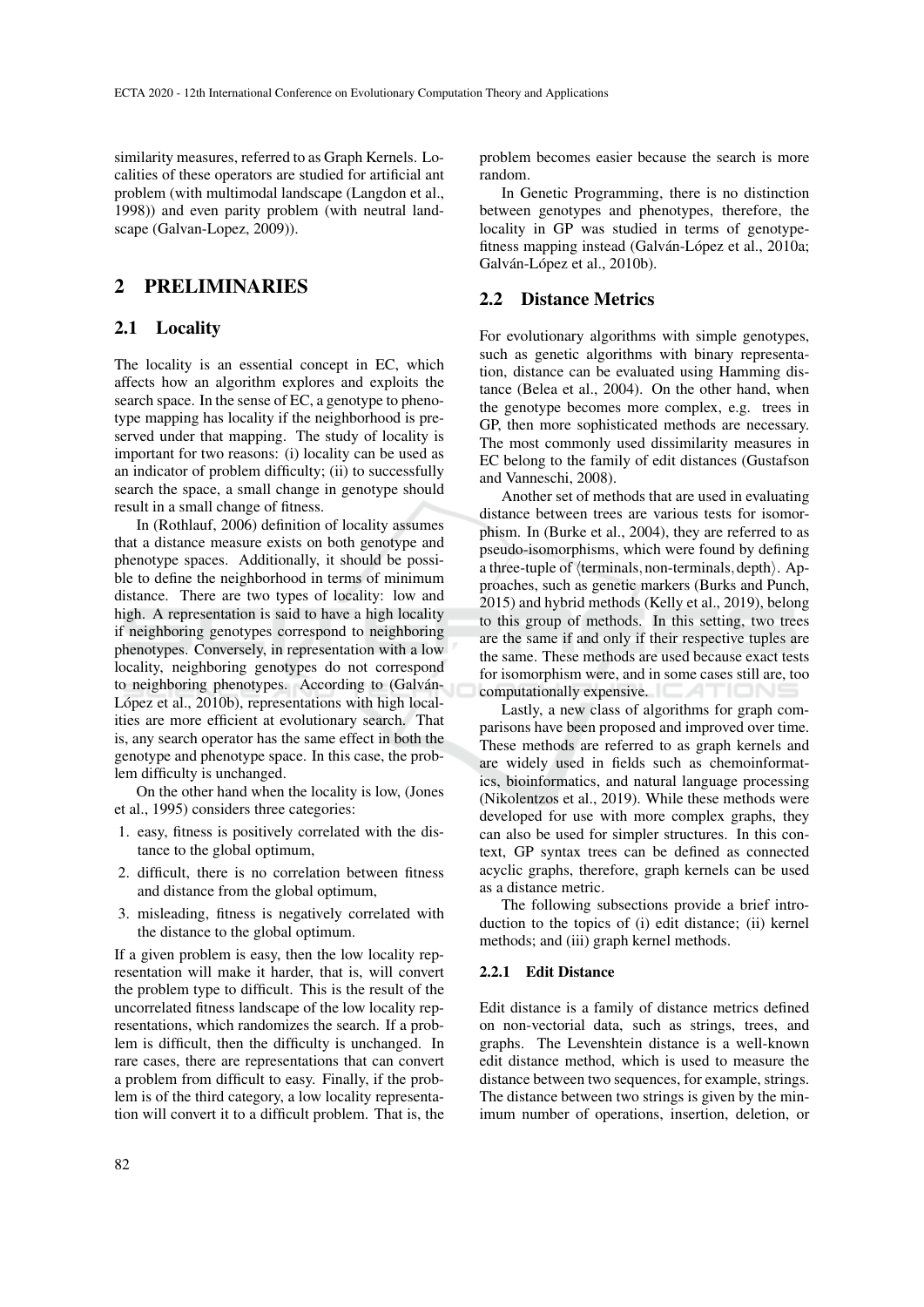similarity measures, referred to as Graph Kernels. Localities of these operators are studied for artificial ant problem (with multimodal landscape (Langdon et al., 1998)) and even parity problem (with neutral landscape (Galvan-Lopez, 2009)).

## 2 PRELIMINARIES

### 2.1 Locality

The locality is an essential concept in EC, which affects how an algorithm explores and exploits the search space. In the sense of EC, a genotype to phenotype mapping has locality if the neighborhood is preserved under that mapping. The study of locality is important for two reasons: (i) locality can be used as an indicator of problem difficulty; (ii) to successfully search the space, a small change in genotype should result in a small change of fitness.

In (Rothlauf, 2006) definition of locality assumes that a distance measure exists on both genotype and phenotype spaces. Additionally, it should be possible to define the neighborhood in terms of minimum distance. There are two types of locality: low and high. A representation is said to have a high locality if neighboring genotypes correspond to neighboring phenotypes. Conversely, in representation with a low locality, neighboring genotypes do not correspond to neighboring phenotypes. According to (Galván-López et al., 2010b), representations with high localities are more efficient at evolutionary search. That is, any search operator has the same effect in both the genotype and phenotype space. In this case, the problem difficulty is unchanged.

On the other hand when the locality is low, (Jones et al., 1995) considers three categories:

1. easy, fitness is positively correlated with the distance to the global optimum,
2. difficult, there is no correlation between fitness and distance from the global optimum,
3. misleading, fitness is negatively correlated with the distance to the global optimum.

If a given problem is easy, then the low locality representation will make it harder, that is, will convert the problem type to difficult. This is the result of the uncorrelated fitness landscape of the low locality representations, which randomizes the search. If a problem is difficult, then the difficulty is unchanged. In rare cases, there are representations that can convert a problem from difficult to easy. Finally, if the problem is of the third category, a low locality representation will convert it to a difficult problem. That is, the problem becomes easier because the search is more random.

In Genetic Programming, there is no distinction between genotypes and phenotypes, therefore, the locality in GP was studied in terms of genotype-fitness mapping instead (Galván-López et al., 2010a; Galván-López et al., 2010b).

### 2.2 Distance Metrics

For evolutionary algorithms with simple genotypes, such as genetic algorithms with binary representation, distance can be evaluated using Hamming distance (Belea et al., 2004). On the other hand, when the genotype becomes more complex, e.g. trees in GP, then more sophisticated methods are necessary. The most commonly used dissimilarity measures in EC belong to the family of edit distances (Gustafson and Vanneschi, 2008).

Another set of methods that are used in evaluating distance between trees are various tests for isomorphism. In (Burke et al., 2004), they are referred to as pseudo-isomorphisms, which were found by defining a three-tuple of $\langle \text{terminals}, \text{non-terminals}, \text{depth} \rangle$. Approaches, such as genetic markers (Burks and Punch, 2015) and hybrid methods (Kelly et al., 2019), belong to this group of methods. In this setting, two trees are the same if and only if their respective tuples are the same. These methods are used because exact tests for isomorphism were, and in some cases still are, too computationally expensive.

Lastly, a new class of algorithms for graph comparisons have been proposed and improved over time. These methods are referred to as graph kernels and are widely used in fields such as chemoinformatics, bioinformatics, and natural language processing (Nikolentzos et al., 2019). While these methods were developed for use with more complex graphs, they can also be used for simpler structures. In this context, GP syntax trees can be defined as connected acyclic graphs, therefore, graph kernels can be used as a distance metric.

The following subsections provide a brief introduction to the topics of (i) edit distance; (ii) kernel methods; and (iii) graph kernel methods.

#### 2.2.1 Edit Distance

Edit distance is a family of distance metrics defined on non-vectorial data, such as strings, trees, and graphs. The Levenshtein distance is a well-known edit distance method, which is used to measure the distance between two sequences, for example, strings. The distance between two strings is given by the minimum number of operations, insertion, deletion, or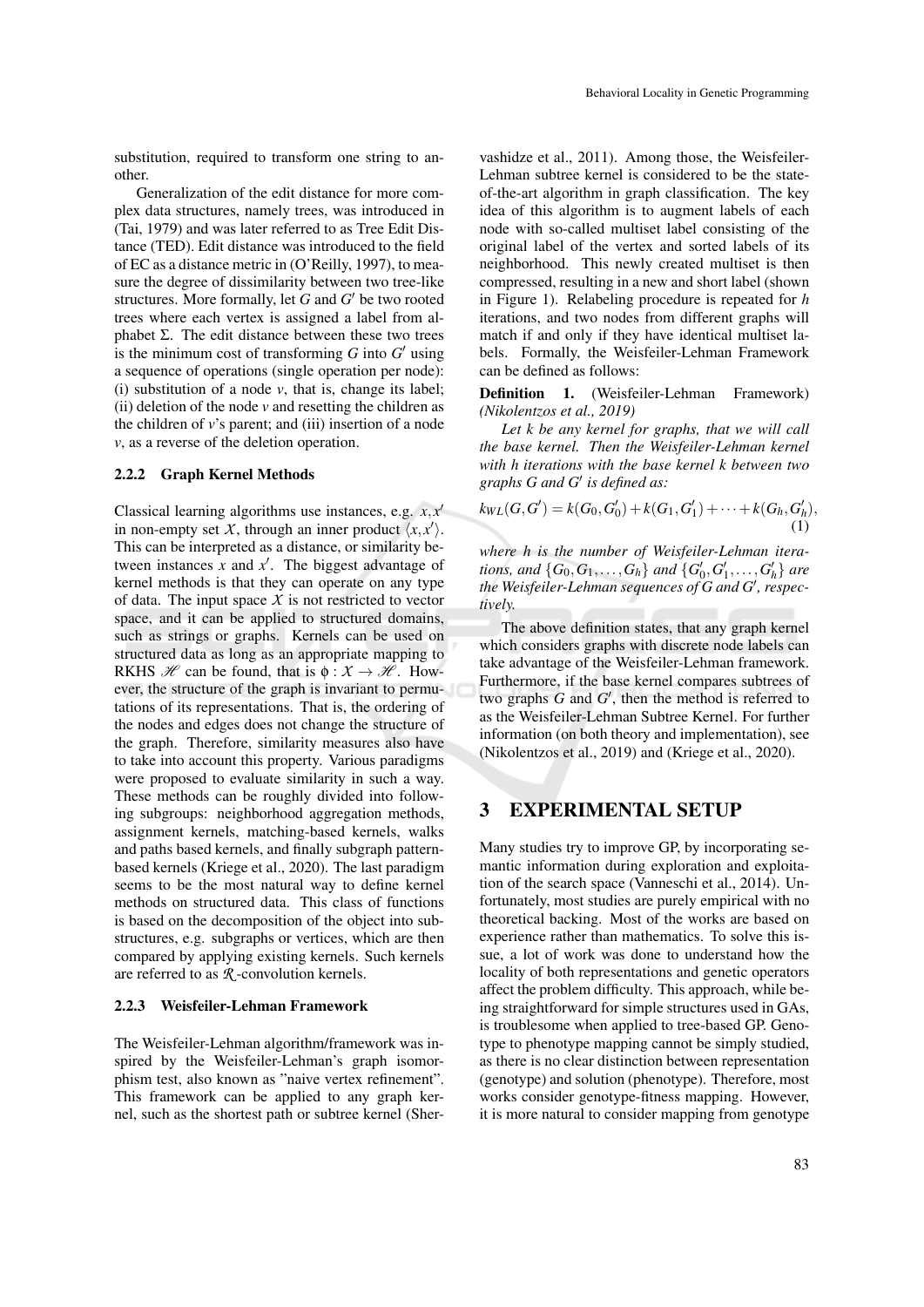substitution, required to transform one string to another.

Generalization of the edit distance for more complex data structures, namely trees, was introduced in (Tai, 1979) and was later referred to as Tree Edit Distance (TED). Edit distance was introduced to the field of EC as a distance metric in (O'Reilly, 1997), to measure the degree of dissimilarity between two tree-like structures. More formally, let $G$ and $G'$ be two rooted trees where each vertex is assigned a label from alphabet $\Sigma$. The edit distance between these two trees is the minimum cost of transforming $G$ into $G'$ using a sequence of operations (single operation per node): (i) substitution of a node $v$, that is, change its label; (ii) deletion of the node $v$ and resetting the children as the children of $v$'s parent; and (iii) insertion of a node $v$, as a reverse of the deletion operation.

#### 2.2.2 Graph Kernel Methods

Classical learning algorithms use instances, e.g. $x, x'$ in non-empty set $\mathcal{X}$, through an inner product $\langle x, x' \rangle$. This can be interpreted as a distance, or similarity between instances $x$ and $x'$. The biggest advantage of kernel methods is that they can operate on any type of data. The input space $\mathcal{X}$ is not restricted to vector space, and it can be applied to structured domains, such as strings or graphs. Kernels can be used on structured data as long as an appropriate mapping to RKHS $\mathscr{H}$ can be found, that is $\phi : \mathcal{X} \rightarrow \mathscr{H}$. However, the structure of the graph is invariant to permutations of its representations. That is, the ordering of the nodes and edges does not change the structure of the graph. Therefore, similarity measures also have to take into account this property. Various paradigms were proposed to evaluate similarity in such a way. These methods can be roughly divided into following subgroups: neighborhood aggregation methods, assignment kernels, matching-based kernels, walks and paths based kernels, and finally subgraph pattern-based kernels (Kriege et al., 2020). The last paradigm seems to be the most natural way to define kernel methods on structured data. This class of functions is based on the decomposition of the object into substructures, e.g. subgraphs or vertices, which are then compared by applying existing kernels. Such kernels are referred to as $\mathcal{R}$-convolution kernels.

#### 2.2.3 Weisfeiler-Lehman Framework

The Weisfeiler-Lehman algorithm/framework was inspired by the Weisfeiler-Lehman's graph isomorphism test, also known as "naive vertex refinement". This framework can be applied to any graph kernel, such as the shortest path or subtree kernel (Shervashidze et al., 2011). Among those, the Weisfeiler-Lehman subtree kernel is considered to be the state-of-the-art algorithm in graph classification. The key idea of this algorithm is to augment labels of each node with so-called multiset label consisting of the original label of the vertex and sorted labels of its neighborhood. This newly created multiset is then compressed, resulting in a new and short label (shown in Figure 1). Relabeling procedure is repeated for $h$ iterations, and two nodes from different graphs will match if and only if they have identical multiset labels. Formally, the Weisfeiler-Lehman Framework can be defined as follows:

**Definition 1.** (Weisfeiler-Lehman Framework) *(Nikolentzos et al., 2019)*

*Let $k$ be any kernel for graphs, that we will call the base kernel. Then the Weisfeiler-Lehman kernel with $h$ iterations with the base kernel $k$ between two graphs $G$ and $G'$ is defined as:*

$$k_{WL}(G, G') = k(G_0, G'_0) + k(G_1, G'_1) + \cdots + k(G_h, G'_h), \quad (1)$$

*where $h$ is the number of Weisfeiler-Lehman iterations, and $\{G_0, G_1, \ldots, G_h\}$ and $\{G'_0, G'_1, \ldots, G'_h\}$ are the Weisfeiler-Lehman sequences of $G$ and $G'$, respectively.*

The above definition states, that any graph kernel which considers graphs with discrete node labels can take advantage of the Weisfeiler-Lehman framework. Furthermore, if the base kernel compares subtrees of two graphs $G$ and $G'$, then the method is referred to as the Weisfeiler-Lehman Subtree Kernel. For further information (on both theory and implementation), see (Nikolentzos et al., 2019) and (Kriege et al., 2020).

## 3 EXPERIMENTAL SETUP

Many studies try to improve GP, by incorporating semantic information during exploration and exploitation of the search space (Vanneschi et al., 2014). Unfortunately, most studies are purely empirical with no theoretical backing. Most of the works are based on experience rather than mathematics. To solve this issue, a lot of work was done to understand how the locality of both representations and genetic operators affect the problem difficulty. This approach, while being straightforward for simple structures used in GAs, is troublesome when applied to tree-based GP. Genotype to phenotype mapping cannot be simply studied, as there is no clear distinction between representation (genotype) and solution (phenotype). Therefore, most works consider genotype-fitness mapping. However, it is more natural to consider mapping from genotype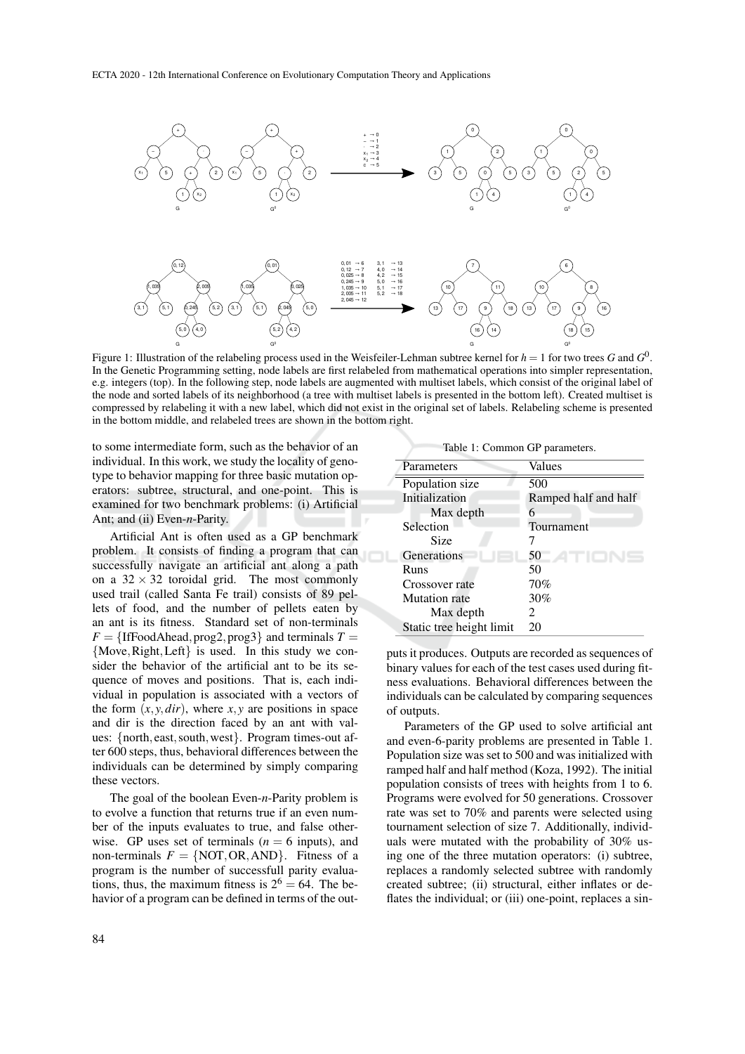Figure 1: Illustration of the relabeling process used in the Weisfeiler-Lehman subtree kernel for $h = 1$ for two trees $G$ and $G^0$. In the Genetic Programming setting, node labels are first relabeled from mathematical operations into simpler representation, e.g. integers (top). In the following step, node labels are augmented with multiset labels, which consist of the original label of the node and sorted labels of its neighborhood (a tree with multiset labels is presented in the bottom left). Created multiset is compressed by relabeling it with a new label, which did not exist in the original set of labels. Relabeling scheme is presented in the bottom middle, and relabeled trees are shown in the bottom right.

to some intermediate form, such as the behavior of an individual. In this work, we study the locality of genotype to behavior mapping for three basic mutation operators: subtree, structural, and one-point. This is examined for two benchmark problems: (i) Artificial Ant; and (ii) Even-$n$-Parity.

Artificial Ant is often used as a GP benchmark problem. It consists of finding a program that can successfully navigate an artificial ant along a path on a $32 \times 32$ toroidal grid. The most commonly used trail (called Santa Fe trail) consists of 89 pellets of food, and the number of pellets eaten by an ant is its fitness. Standard set of non-terminals $F = \{\text{IfFoodAhead}, \text{prog2}, \text{prog3}\}$ and terminals $T = \{\text{Move}, \text{Right}, \text{Left}\}$ is used. In this study we consider the behavior of the artificial ant to be its sequence of moves and positions. That is, each individual in population is associated with a vectors of the form $(x, y, dir)$, where $x, y$ are positions in space and dir is the direction faced by an ant with values: $\{\text{north}, \text{east}, \text{south}, \text{west}\}$. Program times-out after 600 steps, thus, behavioral differences between the individuals can be determined by simply comparing these vectors.

The goal of the boolean Even-$n$-Parity problem is to evolve a function that returns true if an even number of the inputs evaluates to true, and false otherwise. GP uses set of terminals ($n = 6$ inputs), and non-terminals $F = \{\text{NOT}, \text{OR}, \text{AND}\}$. Fitness of a program is the number of successfull parity evaluations, thus, the maximum fitness is $2^6 = 64$. The behavior of a program can be defined in terms of the outputs it produces. Outputs are recorded as sequences of binary values for each of the test cases used during fitness evaluations. Behavioral differences between the individuals can be calculated by comparing sequences of outputs.

Table 1: Common GP parameters.

| Parameters | Values |
|---|---|
| Population size | 500 |
| Initialization | Ramped half and half |
| Max depth | 6 |
| Selection | Tournament |
| Size | 7 |
| Generations | 50 |
| Runs | 50 |
| Crossover rate | 70% |
| Mutation rate | 30% |
| Max depth | 2 |
| Static tree height limit | 20 |

Parameters of the GP used to solve artificial ant and even-6-parity problems are presented in Table 1. Population size was set to 500 and was initialized with ramped half and half method (Koza, 1992). The initial population consists of trees with heights from 1 to 6. Programs were evolved for 50 generations. Crossover rate was set to 70% and parents were selected using tournament selection of size 7. Additionally, individuals were mutated with the probability of 30% using one of the three mutation operators: (i) subtree, replaces a randomly selected subtree with randomly created subtree; (ii) structural, either inflates or deflates the individual; or (iii) one-point, replaces a sin-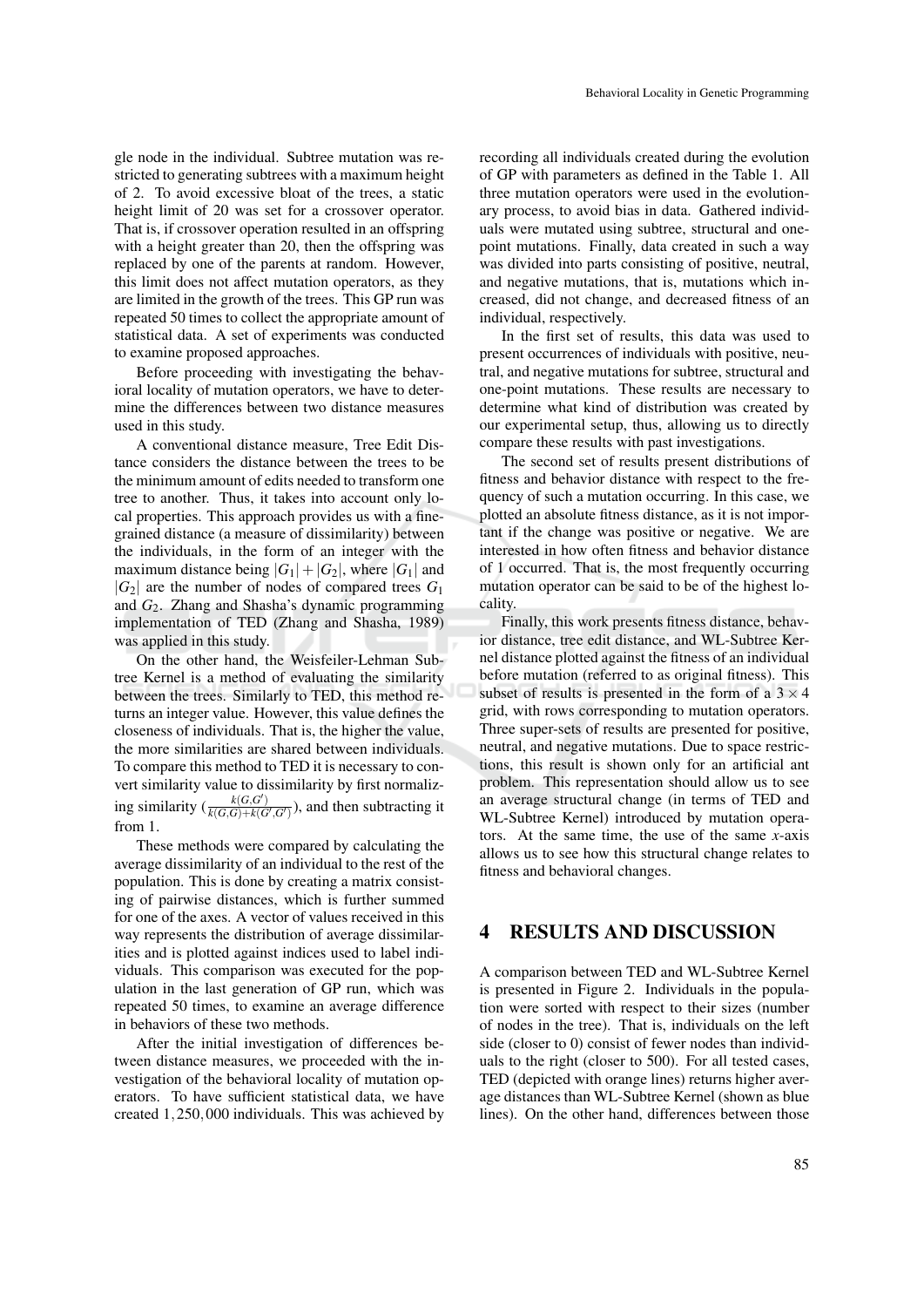gle node in the individual. Subtree mutation was restricted to generating subtrees with a maximum height of 2. To avoid excessive bloat of the trees, a static height limit of 20 was set for a crossover operator. That is, if crossover operation resulted in an offspring with a height greater than 20, then the offspring was replaced by one of the parents at random. However, this limit does not affect mutation operators, as they are limited in the growth of the trees. This GP run was repeated 50 times to collect the appropriate amount of statistical data. A set of experiments was conducted to examine proposed approaches.

Before proceeding with investigating the behavioral locality of mutation operators, we have to determine the differences between two distance measures used in this study.

A conventional distance measure, Tree Edit Distance considers the distance between the trees to be the minimum amount of edits needed to transform one tree to another. Thus, it takes into account only local properties. This approach provides us with a fine-grained distance (a measure of dissimilarity) between the individuals, in the form of an integer with the maximum distance being $|G_1| + |G_2|$, where $|G_1|$ and $|G_2|$ are the number of nodes of compared trees $G_1$ and $G_2$. Zhang and Shasha's dynamic programming implementation of TED (Zhang and Shasha, 1989) was applied in this study.

On the other hand, the Weisfeiler-Lehman Subtree Kernel is a method of evaluating the similarity between the trees. Similarly to TED, this method returns an integer value. However, this value defines the closeness of individuals. That is, the higher the value, the more similarities are shared between individuals. To compare this method to TED it is necessary to convert similarity value to dissimilarity by first normalizing similarity ($\frac{k(G,G')}{k(G,G)+k(G',G')}$), and then subtracting it from 1.

These methods were compared by calculating the average dissimilarity of an individual to the rest of the population. This is done by creating a matrix consisting of pairwise distances, which is further summed for one of the axes. A vector of values received in this way represents the distribution of average dissimilarities and is plotted against indices used to label individuals. This comparison was executed for the population in the last generation of GP run, which was repeated 50 times, to examine an average difference in behaviors of these two methods.

After the initial investigation of differences between distance measures, we proceeded with the investigation of the behavioral locality of mutation operators. To have sufficient statistical data, we have created $1,250,000$ individuals. This was achieved by recording all individuals created during the evolution of GP with parameters as defined in the Table 1. All three mutation operators were used in the evolutionary process, to avoid bias in data. Gathered individuals were mutated using subtree, structural and one-point mutations. Finally, data created in such a way was divided into parts consisting of positive, neutral, and negative mutations, that is, mutations which increased, did not change, and decreased fitness of an individual, respectively.

In the first set of results, this data was used to present occurrences of individuals with positive, neutral, and negative mutations for subtree, structural and one-point mutations. These results are necessary to determine what kind of distribution was created by our experimental setup, thus, allowing us to directly compare these results with past investigations.

The second set of results present distributions of fitness and behavior distance with respect to the frequency of such a mutation occurring. In this case, we plotted an absolute fitness distance, as it is not important if the change was positive or negative. We are interested in how often fitness and behavior distance of 1 occurred. That is, the most frequently occurring mutation operator can be said to be of the highest locality.

Finally, this work presents fitness distance, behavior distance, tree edit distance, and WL-Subtree Kernel distance plotted against the fitness of an individual before mutation (referred to as original fitness). This subset of results is presented in the form of a $3 \times 4$ grid, with rows corresponding to mutation operators. Three super-sets of results are presented for positive, neutral, and negative mutations. Due to space restrictions, this result is shown only for an artificial ant problem. This representation should allow us to see an average structural change (in terms of TED and WL-Subtree Kernel) introduced by mutation operators. At the same time, the use of the same $x$-axis allows us to see how this structural change relates to fitness and behavioral changes.

## 4 RESULTS AND DISCUSSION

A comparison between TED and WL-Subtree Kernel is presented in Figure 2. Individuals in the population were sorted with respect to their sizes (number of nodes in the tree). That is, individuals on the left side (closer to 0) consist of fewer nodes than individuals to the right (closer to 500). For all tested cases, TED (depicted with orange lines) returns higher average distances than WL-Subtree Kernel (shown as blue lines). On the other hand, differences between those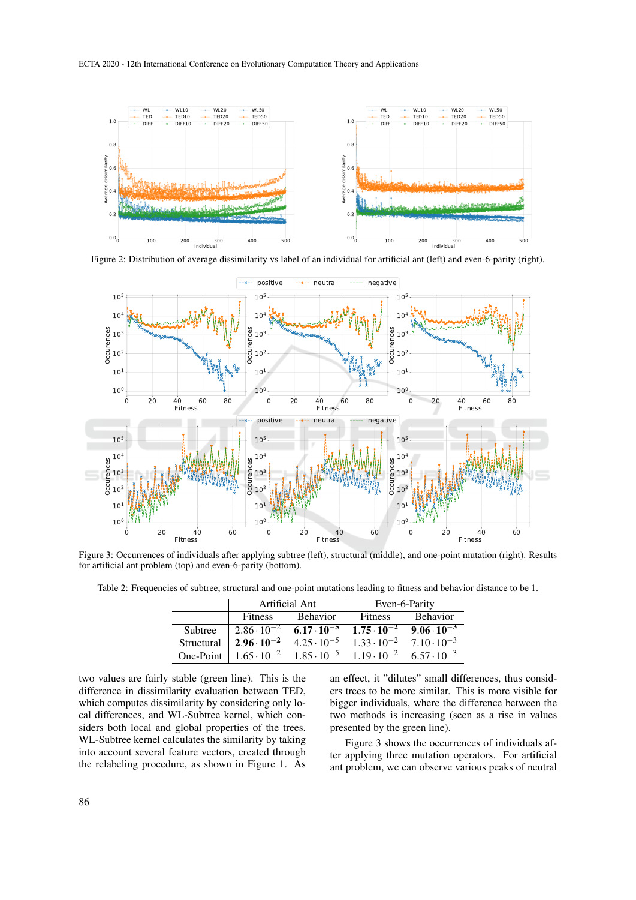Figure 2: Distribution of average dissimilarity vs label of an individual for artificial ant (left) and even-6-parity (right).

Figure 3: Occurrences of individuals after applying subtree (left), structural (middle), and one-point mutation (right). Results for artificial ant problem (top) and even-6-parity (bottom).

Table 2: Frequencies of subtree, structural and one-point mutations leading to fitness and behavior distance to be 1.

| | Artificial Ant | | Even-6-Parity | |
|---|---|---|---|---|
| | Fitness | Behavior | Fitness | Behavior |
| Subtree | $2.86 \cdot 10^{-2}$ | $\mathbf{6.17 \cdot 10^{-5}}$ | $\mathbf{1.75 \cdot 10^{-2}}$ | $\mathbf{9.06 \cdot 10^{-3}}$ |
| Structural | $\mathbf{2.96 \cdot 10^{-2}}$ | $4.25 \cdot 10^{-5}$ | $1.33 \cdot 10^{-2}$ | $7.10 \cdot 10^{-3}$ |
| One-Point | $1.65 \cdot 10^{-2}$ | $1.85 \cdot 10^{-5}$ | $1.19 \cdot 10^{-2}$ | $6.57 \cdot 10^{-3}$ |

two values are fairly stable (green line). This is the difference in dissimilarity evaluation between TED, which computes dissimilarity by considering only local differences, and WL-Subtree kernel, which considers both local and global properties of the trees. WL-Subtree kernel calculates the similarity by taking into account several feature vectors, created through the relabeling procedure, as shown in Figure 1. As an effect, it "dilutes" small differences, thus considers trees to be more similar. This is more visible for bigger individuals, where the difference between the two methods is increasing (seen as a rise in values presented by the green line).

Figure 3 shows the occurrences of individuals after applying three mutation operators. For artificial ant problem, we can observe various peaks of neutral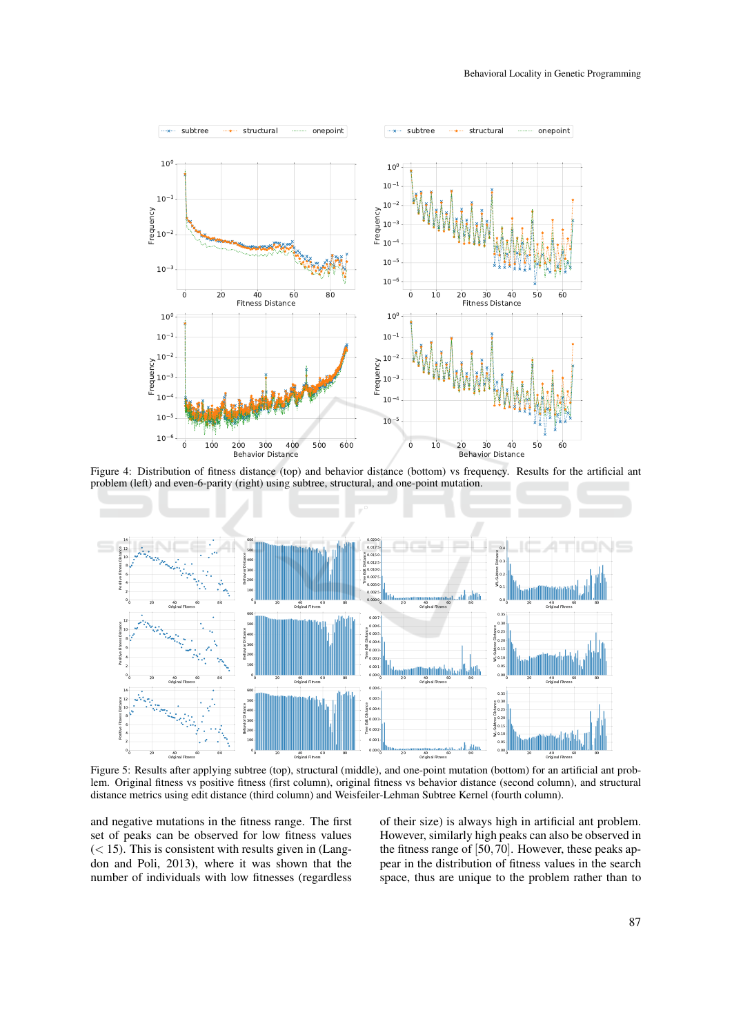Figure 4: Distribution of fitness distance (top) and behavior distance (bottom) vs frequency. Results for the artificial ant problem (left) and even-6-parity (right) using subtree, structural, and one-point mutation.

Figure 5: Results after applying subtree (top), structural (middle), and one-point mutation (bottom) for an artificial ant problem. Original fitness vs positive fitness (first column), original fitness vs behavior distance (second column), and structural distance metrics using edit distance (third column) and Weisfeiler-Lehman Subtree Kernel (fourth column).

and negative mutations in the fitness range. The first set of peaks can be observed for low fitness values ($< 15$). This is consistent with results given in (Langdon and Poli, 2013), where it was shown that the number of individuals with low fitnesses (regardless of their size) is always high in artificial ant problem. However, similarly high peaks can also be observed in the fitness range of $[50, 70]$. However, these peaks appear in the distribution of fitness values in the search space, thus are unique to the problem rather than to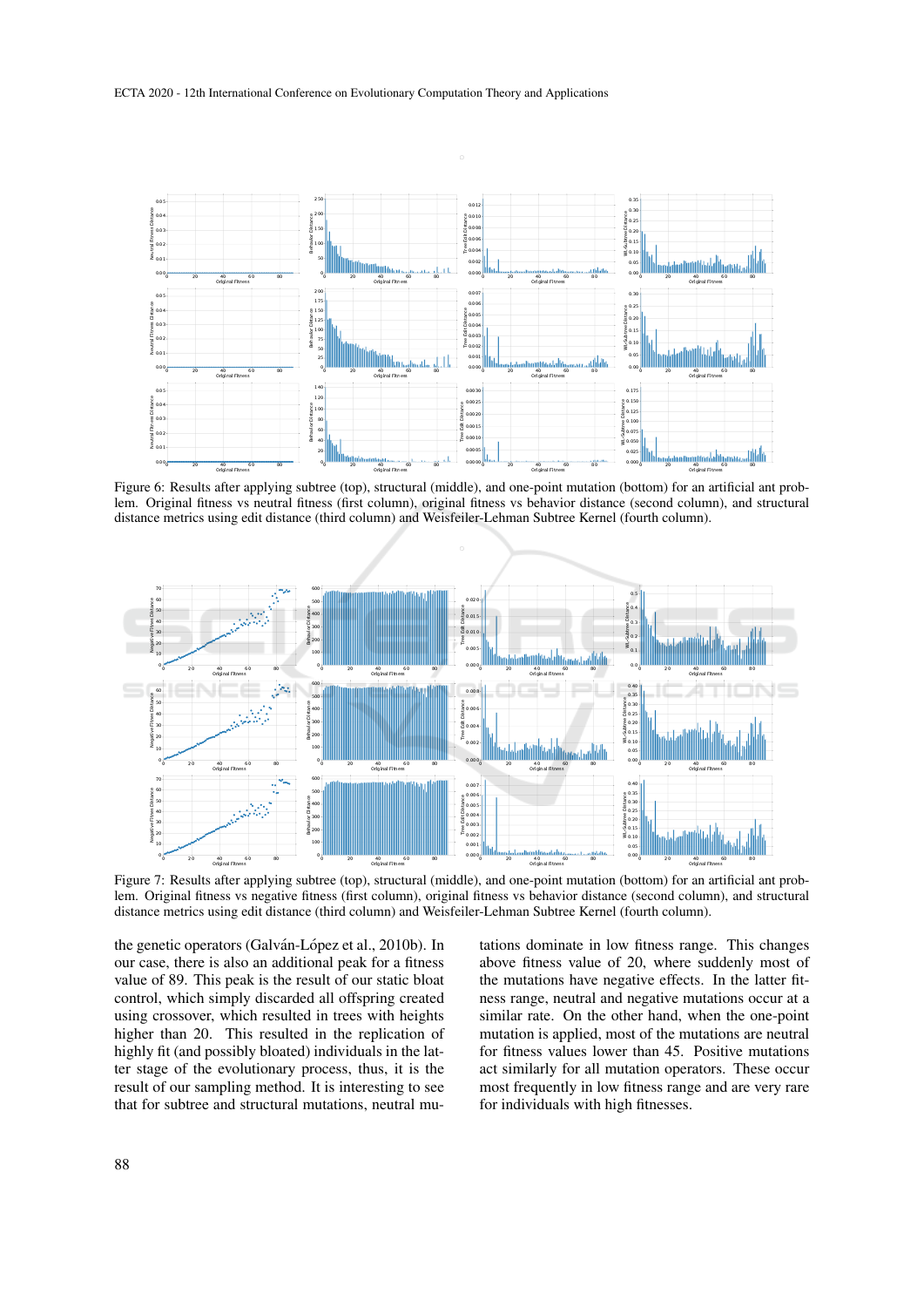Figure 6: Results after applying subtree (top), structural (middle), and one-point mutation (bottom) for an artificial ant problem. Original fitness vs neutral fitness (first column), original fitness vs behavior distance (second column), and structural distance metrics using edit distance (third column) and Weisfeiler-Lehman Subtree Kernel (fourth column).

Figure 7: Results after applying subtree (top), structural (middle), and one-point mutation (bottom) for an artificial ant problem. Original fitness vs negative fitness (first column), original fitness vs behavior distance (second column), and structural distance metrics using edit distance (third column) and Weisfeiler-Lehman Subtree Kernel (fourth column).

the genetic operators (Galván-López et al., 2010b). In our case, there is also an additional peak for a fitness value of 89. This peak is the result of our static bloat control, which simply discarded all offspring created using crossover, which resulted in trees with heights higher than 20. This resulted in the replication of highly fit (and possibly bloated) individuals in the latter stage of the evolutionary process, thus, it is the result of our sampling method. It is interesting to see that for subtree and structural mutations, neutral mutations dominate in low fitness range. This changes above fitness value of 20, where suddenly most of the mutations have negative effects. In the latter fitness range, neutral and negative mutations occur at a similar rate. On the other hand, when the one-point mutation is applied, most of the mutations are neutral for fitness values lower than 45. Positive mutations act similarly for all mutation operators. These occur most frequently in low fitness range and are very rare for individuals with high fitnesses.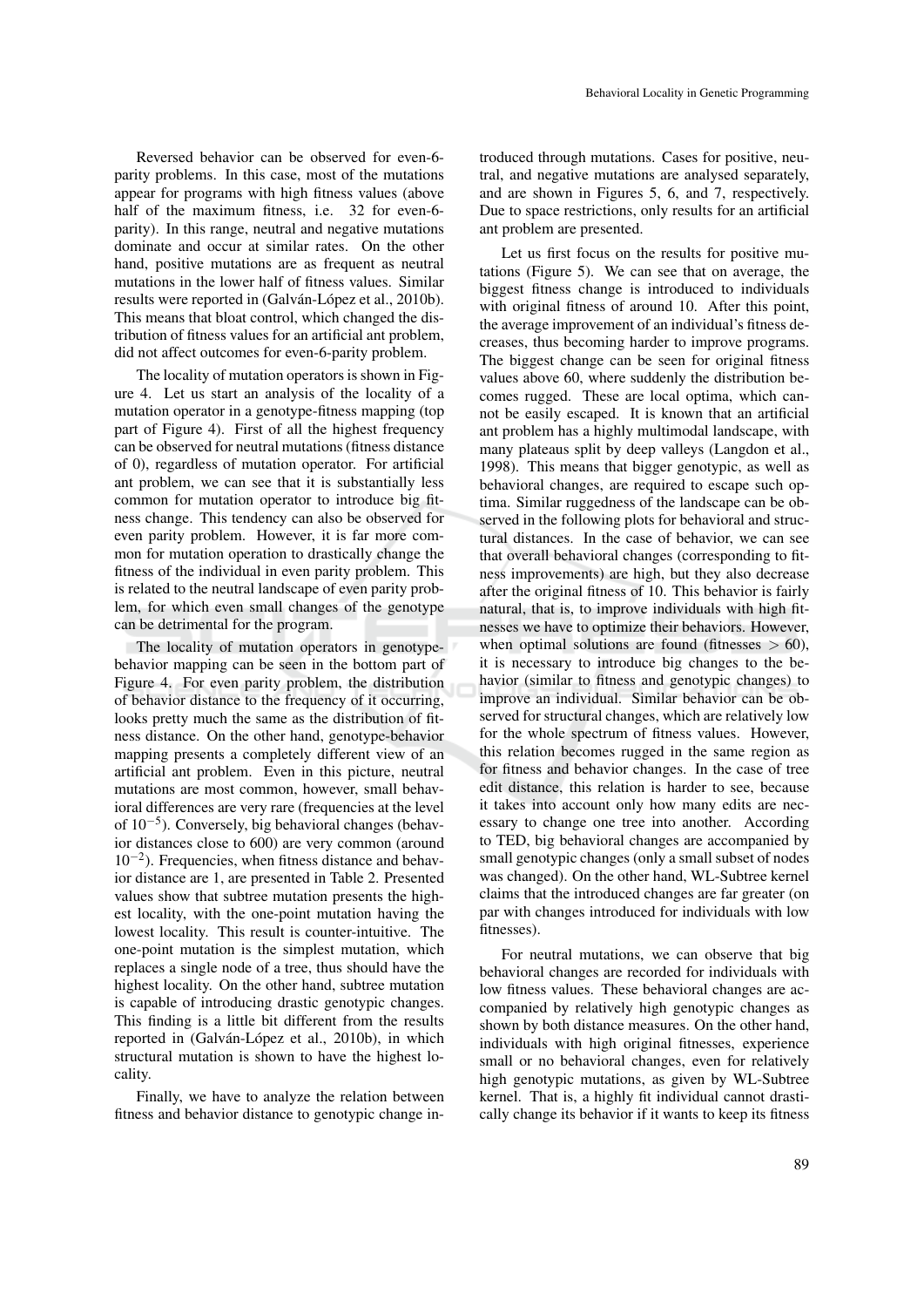Reversed behavior can be observed for even-6-parity problems. In this case, most of the mutations appear for programs with high fitness values (above half of the maximum fitness, i.e. 32 for even-6-parity). In this range, neutral and negative mutations dominate and occur at similar rates. On the other hand, positive mutations are as frequent as neutral mutations in the lower half of fitness values. Similar results were reported in (Galván-López et al., 2010b). This means that bloat control, which changed the distribution of fitness values for an artificial ant problem, did not affect outcomes for even-6-parity problem.

The locality of mutation operators is shown in Figure 4. Let us start an analysis of the locality of a mutation operator in a genotype-fitness mapping (top part of Figure 4). First of all the highest frequency can be observed for neutral mutations (fitness distance of 0), regardless of mutation operator. For artificial ant problem, we can see that it is substantially less common for mutation operator to introduce big fitness change. This tendency can also be observed for even parity problem. However, it is far more common for mutation operation to drastically change the fitness of the individual in even parity problem. This is related to the neutral landscape of even parity problem, for which even small changes of the genotype can be detrimental for the program.

The locality of mutation operators in genotype-behavior mapping can be seen in the bottom part of Figure 4. For even parity problem, the distribution of behavior distance to the frequency of it occurring, looks pretty much the same as the distribution of fitness distance. On the other hand, genotype-behavior mapping presents a completely different view of an artificial ant problem. Even in this picture, neutral mutations are most common, however, small behavioral differences are very rare (frequencies at the level of $10^{-5}$). Conversely, big behavioral changes (behavior distances close to 600) are very common (around $10^{-2}$). Frequencies, when fitness distance and behavior distance are 1, are presented in Table 2. Presented values show that subtree mutation presents the highest locality, with the one-point mutation having the lowest locality. This result is counter-intuitive. The one-point mutation is the simplest mutation, which replaces a single node of a tree, thus should have the highest locality. On the other hand, subtree mutation is capable of introducing drastic genotypic changes. This finding is a little bit different from the results reported in (Galván-López et al., 2010b), in which structural mutation is shown to have the highest locality.

Finally, we have to analyze the relation between fitness and behavior distance to genotypic change introduced through mutations. Cases for positive, neutral, and negative mutations are analysed separately, and are shown in Figures 5, 6, and 7, respectively. Due to space restrictions, only results for an artificial ant problem are presented.

Let us first focus on the results for positive mutations (Figure 5). We can see that on average, the biggest fitness change is introduced to individuals with original fitness of around 10. After this point, the average improvement of an individual's fitness decreases, thus becoming harder to improve programs. The biggest change can be seen for original fitness values above 60, where suddenly the distribution becomes rugged. These are local optima, which cannot be easily escaped. It is known that an artificial ant problem has a highly multimodal landscape, with many plateaus split by deep valleys (Langdon et al., 1998). This means that bigger genotypic, as well as behavioral changes, are required to escape such optima. Similar ruggedness of the landscape can be observed in the following plots for behavioral and structural distances. In the case of behavior, we can see that overall behavioral changes (corresponding to fitness improvements) are high, but they also decrease after the original fitness of 10. This behavior is fairly natural, that is, to improve individuals with high fitnesses we have to optimize their behaviors. However, when optimal solutions are found (fitnesses $> 60$), it is necessary to introduce big changes to the behavior (similar to fitness and genotypic changes) to improve an individual. Similar behavior can be observed for structural changes, which are relatively low for the whole spectrum of fitness values. However, this relation becomes rugged in the same region as for fitness and behavior changes. In the case of tree edit distance, this relation is harder to see, because it takes into account only how many edits are necessary to change one tree into another. According to TED, big behavioral changes are accompanied by small genotypic changes (only a small subset of nodes was changed). On the other hand, WL-Subtree kernel claims that the introduced changes are far greater (on par with changes introduced for individuals with low fitnesses).

For neutral mutations, we can observe that big behavioral changes are recorded for individuals with low fitness values. These behavioral changes are accompanied by relatively high genotypic changes as shown by both distance measures. On the other hand, individuals with high original fitnesses, experience small or no behavioral changes, even for relatively high genotypic mutations, as given by WL-Subtree kernel. That is, a highly fit individual cannot drastically change its behavior if it wants to keep its fitness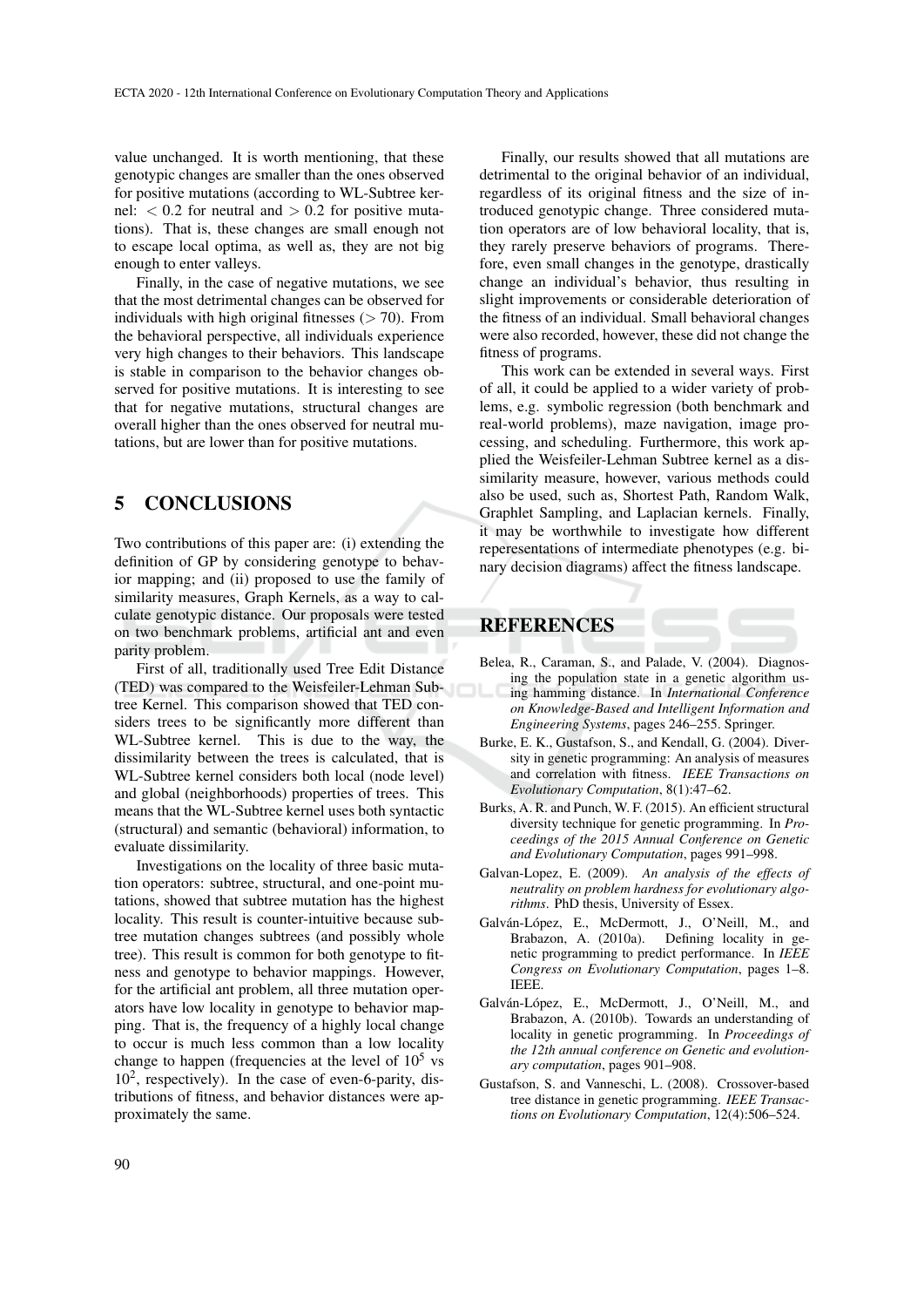value unchanged. It is worth mentioning, that these genotypic changes are smaller than the ones observed for positive mutations (according to WL-Subtree kernel: $< 0.2$ for neutral and $> 0.2$ for positive mutations). That is, these changes are small enough not to escape local optima, as well as, they are not big enough to enter valleys.

Finally, in the case of negative mutations, we see that the most detrimental changes can be observed for individuals with high original fitnesses ($> 70$). From the behavioral perspective, all individuals experience very high changes to their behaviors. This landscape is stable in comparison to the behavior changes observed for positive mutations. It is interesting to see that for negative mutations, structural changes are overall higher than the ones observed for neutral mutations, but are lower than for positive mutations.

## 5 CONCLUSIONS

Two contributions of this paper are: (i) extending the definition of GP by considering genotype to behavior mapping; and (ii) proposed to use the family of similarity measures, Graph Kernels, as a way to calculate genotypic distance. Our proposals were tested on two benchmark problems, artificial ant and even parity problem.

First of all, traditionally used Tree Edit Distance (TED) was compared to the Weisfeiler-Lehman Subtree Kernel. This comparison showed that TED considers trees to be significantly more different than WL-Subtree kernel. This is due to the way, the dissimilarity between the trees is calculated, that is WL-Subtree kernel considers both local (node level) and global (neighborhoods) properties of trees. This means that the WL-Subtree kernel uses both syntactic (structural) and semantic (behavioral) information, to evaluate dissimilarity.

Investigations on the locality of three basic mutation operators: subtree, structural, and one-point mutations, showed that subtree mutation has the highest locality. This result is counter-intuitive because subtree mutation changes subtrees (and possibly whole tree). This result is common for both genotype to fitness and genotype to behavior mappings. However, for the artificial ant problem, all three mutation operators have low locality in genotype to behavior mapping. That is, the frequency of a highly local change to occur is much less common than a low locality change to happen (frequencies at the level of $10^5$ vs $10^2$, respectively). In the case of even-6-parity, distributions of fitness, and behavior distances were approximately the same.

Finally, our results showed that all mutations are detrimental to the original behavior of an individual, regardless of its original fitness and the size of introduced genotypic change. Three considered mutation operators are of low behavioral locality, that is, they rarely preserve behaviors of programs. Therefore, even small changes in the genotype, drastically change an individual's behavior, thus resulting in slight improvements or considerable deterioration of the fitness of an individual. Small behavioral changes were also recorded, however, these did not change the fitness of programs.

This work can be extended in several ways. First of all, it could be applied to a wider variety of problems, e.g. symbolic regression (both benchmark and real-world problems), maze navigation, image processing, and scheduling. Furthermore, this work applied the Weisfeiler-Lehman Subtree kernel as a dissimilarity measure, however, various methods could also be used, such as, Shortest Path, Random Walk, Graphlet Sampling, and Laplacian kernels. Finally, it may be worthwhile to investigate how different reperesentations of intermediate phenotypes (e.g. binary decision diagrams) affect the fitness landscape.

## REFERENCES

Belea, R., Caraman, S., and Palade, V. (2004). Diagnosing the population state in a genetic algorithm using hamming distance. In *International Conference on Knowledge-Based and Intelligent Information and Engineering Systems*, pages 246–255. Springer.

Burke, E. K., Gustafson, S., and Kendall, G. (2004). Diversity in genetic programming: An analysis of measures and correlation with fitness. *IEEE Transactions on Evolutionary Computation*, 8(1):47–62.

Burks, A. R. and Punch, W. F. (2015). An efficient structural diversity technique for genetic programming. In *Proceedings of the 2015 Annual Conference on Genetic and Evolutionary Computation*, pages 991–998.

Galvan-Lopez, E. (2009). *An analysis of the effects of neutrality on problem hardness for evolutionary algorithms*. PhD thesis, University of Essex.

Galván-López, E., McDermott, J., O'Neill, M., and Brabazon, A. (2010a). Defining locality in genetic programming to predict performance. In *IEEE Congress on Evolutionary Computation*, pages 1–8. IEEE.

Galván-López, E., McDermott, J., O'Neill, M., and Brabazon, A. (2010b). Towards an understanding of locality in genetic programming. In *Proceedings of the 12th annual conference on Genetic and evolutionary computation*, pages 901–908.

Gustafson, S. and Vanneschi, L. (2008). Crossover-based tree distance in genetic programming. *IEEE Transactions on Evolutionary Computation*, 12(4):506–524.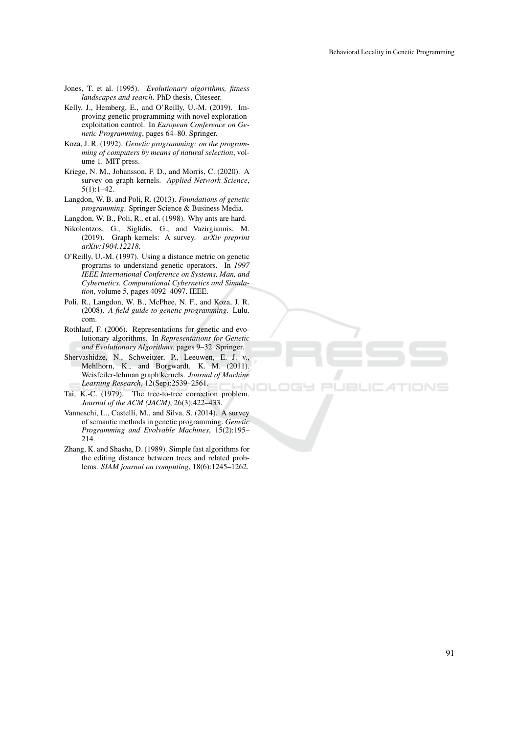Jones, T. et al. (1995). *Evolutionary algorithms, fitness landscapes and search*. PhD thesis, Citeseer.

Kelly, J., Hemberg, E., and O'Reilly, U.-M. (2019). Improving genetic programming with novel exploration-exploitation control. In *European Conference on Genetic Programming*, pages 64–80. Springer.

Koza, J. R. (1992). *Genetic programming: on the programming of computers by means of natural selection*, volume 1. MIT press.

Kriege, N. M., Johansson, F. D., and Morris, C. (2020). A survey on graph kernels. *Applied Network Science*, 5(1):1–42.

Langdon, W. B. and Poli, R. (2013). *Foundations of genetic programming*. Springer Science & Business Media.

Langdon, W. B., Poli, R., et al. (1998). Why ants are hard.

Nikolentzos, G., Siglidis, G., and Vazirgiannis, M. (2019). Graph kernels: A survey. *arXiv preprint arXiv:1904.12218*.

O'Reilly, U.-M. (1997). Using a distance metric on genetic programs to understand genetic operators. In *1997 IEEE International Conference on Systems, Man, and Cybernetics. Computational Cybernetics and Simulation*, volume 5, pages 4092–4097. IEEE.

Poli, R., Langdon, W. B., McPhee, N. F., and Koza, J. R. (2008). *A field guide to genetic programming*. Lulu. com.

Rothlauf, F. (2006). Representations for genetic and evolutionary algorithms. In *Representations for Genetic and Evolutionary Algorithms*, pages 9–32. Springer.

Shervashidze, N., Schweitzer, P., Leeuwen, E. J. v., Mehlhorn, K., and Borgwardt, K. M. (2011). Weisfeiler-lehman graph kernels. *Journal of Machine Learning Research*, 12(Sep):2539–2561.

Tai, K.-C. (1979). The tree-to-tree correction problem. *Journal of the ACM (JACM)*, 26(3):422–433.

Vanneschi, L., Castelli, M., and Silva, S. (2014). A survey of semantic methods in genetic programming. *Genetic Programming and Evolvable Machines*, 15(2):195–214.

Zhang, K. and Shasha, D. (1989). Simple fast algorithms for the editing distance between trees and related problems. *SIAM journal on computing*, 18(6):1245–1262.